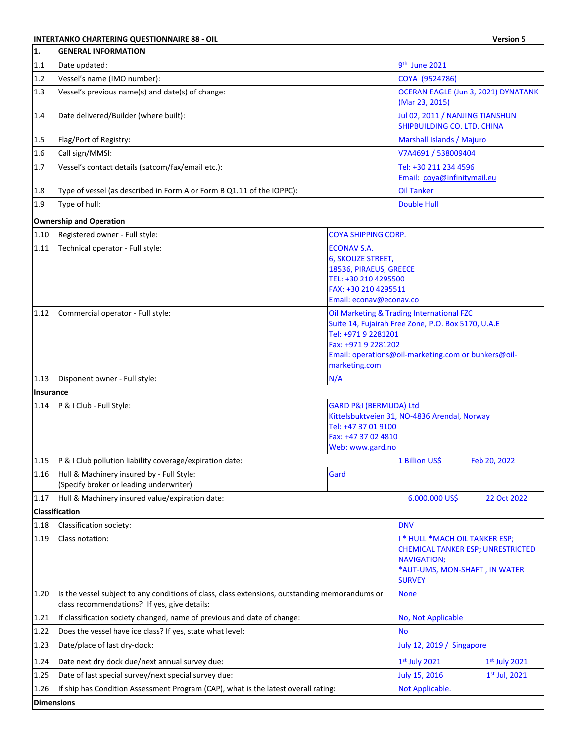**INTERTANKO CHARTERING QUESTIONNAIRE 88 - OIL** **Version 5**

| 1. | GENERAL INFORMATION | | |
|---|---|---|---|
| 1.1 | Date updated: | 9th June 2021 | |
| 1.2 | Vessel's name (IMO number): | COYA (9524786) | |
| 1.3 | Vessel's previous name(s) and date(s) of change: | OCERAN EAGLE (Jun 3, 2021) DYNATANK (Mar 23, 2015) | |
| 1.4 | Date delivered/Builder (where built): | Jul 02, 2011 / NANJING TIANSHUN SHIPBUILDING CO. LTD. CHINA | |
| 1.5 | Flag/Port of Registry: | Marshall Islands / Majuro | |
| 1.6 | Call sign/MMSI: | V7A4691 / 538009404 | |
| 1.7 | Vessel's contact details (satcom/fax/email etc.): | Tel: +30 211 234 4596<br>Email: coya@infinitymail.eu | |
| 1.8 | Type of vessel (as described in Form A or Form B Q1.11 of the IOPPC): | Oil Tanker | |
| 1.9 | Type of hull: | Double Hull | |
| **Ownership and Operation** | | | |
| 1.10 | Registered owner - Full style: | COYA SHIPPING CORP. | |
| 1.11 | Technical operator - Full style: | ECONAV S.A.<br>6, SKOUZE STREET,<br>18536, PIRAEUS, GREECE<br>TEL: +30 210 4295500<br>FAX: +30 210 4295511<br>Email: econav@econav.co | |
| 1.12 | Commercial operator - Full style: | Oil Marketing & Trading International FZC<br>Suite 14, Fujairah Free Zone, P.O. Box 5170, U.A.E<br>Tel: +971 9 2281201<br>Fax: +971 9 2281202<br>Email: operations@oil-marketing.com or bunkers@oil-marketing.com | |
| 1.13 | Disponent owner - Full style: | N/A | |
| **Insurance** | | | |
| 1.14 | P & I Club - Full Style: | GARD P&I (BERMUDA) Ltd<br>Kittelsbuktveien 31, NO-4836 Arendal, Norway<br>Tel: +47 37 01 9100<br>Fax: +47 37 02 4810<br>Web: www.gard.no | |
| 1.15 | P & I Club pollution liability coverage/expiration date: | 1 Billion US$ | Feb 20, 2022 |
| 1.16 | Hull & Machinery insured by - Full Style:<br>(Specify broker or leading underwriter) | Gard | |
| 1.17 | Hull & Machinery insured value/expiration date: | 6.000.000 US$ | 22 Oct 2022 |
| **Classification** | | | |
| 1.18 | Classification society: | DNV | |
| 1.19 | Class notation: | I * HULL *MACH OIL TANKER ESP; CHEMICAL TANKER ESP; UNRESTRICTED NAVIGATION;<br>*AUT-UMS, MON-SHAFT , IN WATER SURVEY | |
| 1.20 | Is the vessel subject to any conditions of class, class extensions, outstanding memorandums or class recommendations? If yes, give details: | None | |
| 1.21 | If classification society changed, name of previous and date of change: | No, Not Applicable | |
| 1.22 | Does the vessel have ice class? If yes, state what level: | No | |
| 1.23 | Date/place of last dry-dock: | July 12, 2019 / Singapore | |
| 1.24 | Date next dry dock due/next annual survey due: | 1st July 2021 | 1st July 2021 |
| 1.25 | Date of last special survey/next special survey due: | July 15, 2016 | 1st Jul, 2021 |
| 1.26 | If ship has Condition Assessment Program (CAP), what is the latest overall rating: | Not Applicable. | |
| **Dimensions** | | | |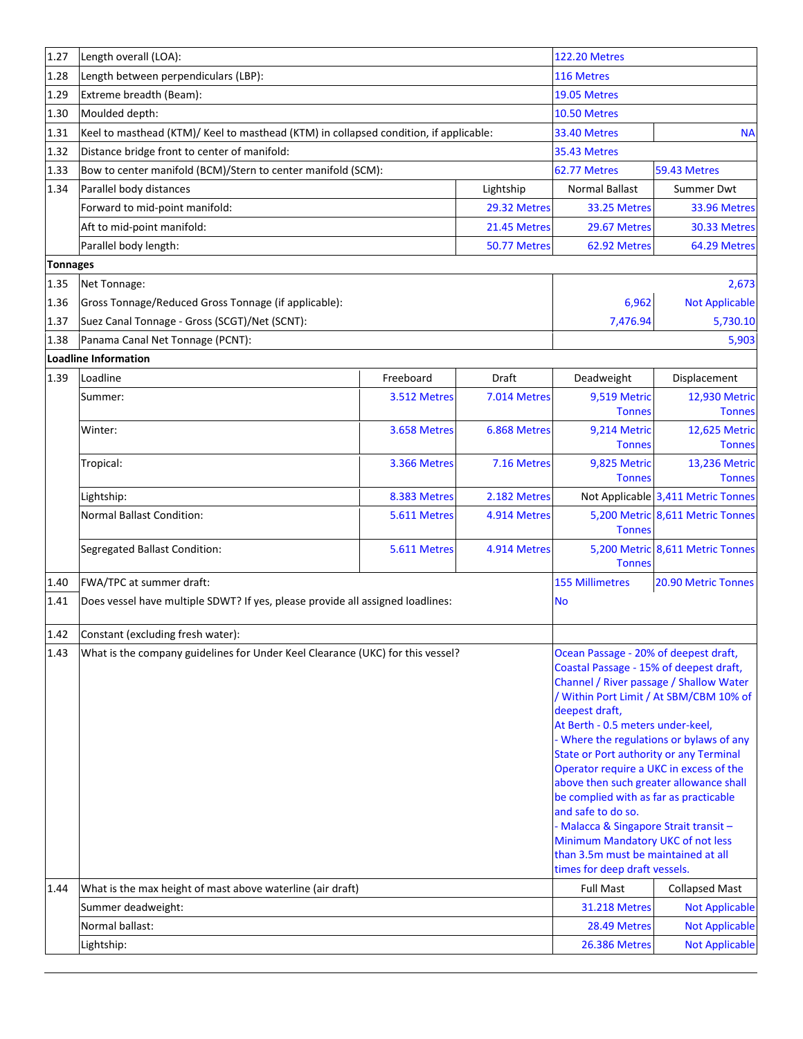| | | | | | |
|---|---|---|---|---|---|
| 1.27 | Length overall (LOA): | | | 122.20 Metres | |
| 1.28 | Length between perpendiculars (LBP): | | | 116 Metres | |
| 1.29 | Extreme breadth (Beam): | | | 19.05 Metres | |
| 1.30 | Moulded depth: | | | 10.50 Metres | |
| 1.31 | Keel to masthead (KTM)/ Keel to masthead (KTM) in collapsed condition, if applicable: | | | 33.40 Metres | NA |
| 1.32 | Distance bridge front to center of manifold: | | | 35.43 Metres | |
| 1.33 | Bow to center manifold (BCM)/Stern to center manifold (SCM): | | | 62.77 Metres | 59.43 Metres |
| 1.34 | Parallel body distances | | Lightship | Normal Ballast | Summer Dwt |
| | Forward to mid-point manifold: | | 29.32 Metres | 33.25 Metres | 33.96 Metres |
| | Aft to mid-point manifold: | | 21.45 Metres | 29.67 Metres | 30.33 Metres |
| | Parallel body length: | | 50.77 Metres | 62.92 Metres | 64.29 Metres |

**Tonnages**

| | | | |
|---|---|---|---|
| 1.35 | Net Tonnage: | | 2,673 |
| 1.36 | Gross Tonnage/Reduced Gross Tonnage (if applicable): | 6,962 | Not Applicable |
| 1.37 | Suez Canal Tonnage - Gross (SCGT)/Net (SCNT): | 7,476.94 | 5,730.10 |
| 1.38 | Panama Canal Net Tonnage (PCNT): | | 5,903 |

**Loadline Information**

| | | | | | |
|---|---|---|---|---|---|
| 1.39 | Loadline | Freeboard | Draft | Deadweight | Displacement |
| | Summer: | 3.512 Metres | 7.014 Metres | 9,519 Metric Tonnes | 12,930 Metric Tonnes |
| | Winter: | 3.658 Metres | 6.868 Metres | 9,214 Metric Tonnes | 12,625 Metric Tonnes |
| | Tropical: | 3.366 Metres | 7.16 Metres | 9,825 Metric Tonnes | 13,236 Metric Tonnes |
| | Lightship: | 8.383 Metres | 2.182 Metres | Not Applicable | 3,411 Metric Tonnes |
| | Normal Ballast Condition: | 5.611 Metres | 4.914 Metres | 5,200 Metric Tonnes | 8,611 Metric Tonnes |
| | Segregated Ballast Condition: | 5.611 Metres | 4.914 Metres | 5,200 Metric Tonnes | 8,611 Metric Tonnes |

| | | | |
|---|---|---|---|
| 1.40 | FWA/TPC at summer draft: | 155 Millimetres | 20.90 Metric Tonnes |
| 1.41 | Does vessel have multiple SDWT? If yes, please provide all assigned loadlines: | No | |
| 1.42 | Constant (excluding fresh water): | | |
| 1.43 | What is the company guidelines for Under Keel Clearance (UKC) for this vessel? | Ocean Passage - 20% of deepest draft, Coastal Passage - 15% of deepest draft, Channel / River passage / Shallow Water / Within Port Limit / At SBM/CBM 10% of deepest draft, At Berth - 0.5 meters under-keel, - Where the regulations or bylaws of any State or Port authority or any Terminal Operator require a UKC in excess of the above then such greater allowance shall be complied with as far as practicable and safe to do so. - Malacca & Singapore Strait transit – Minimum Mandatory UKC of not less than 3.5m must be maintained at all times for deep draft vessels. | |
| 1.44 | What is the max height of mast above waterline (air draft) | Full Mast | Collapsed Mast |
| | Summer deadweight: | 31.218 Metres | Not Applicable |
| | Normal ballast: | 28.49 Metres | Not Applicable |
| | Lightship: | 26.386 Metres | Not Applicable |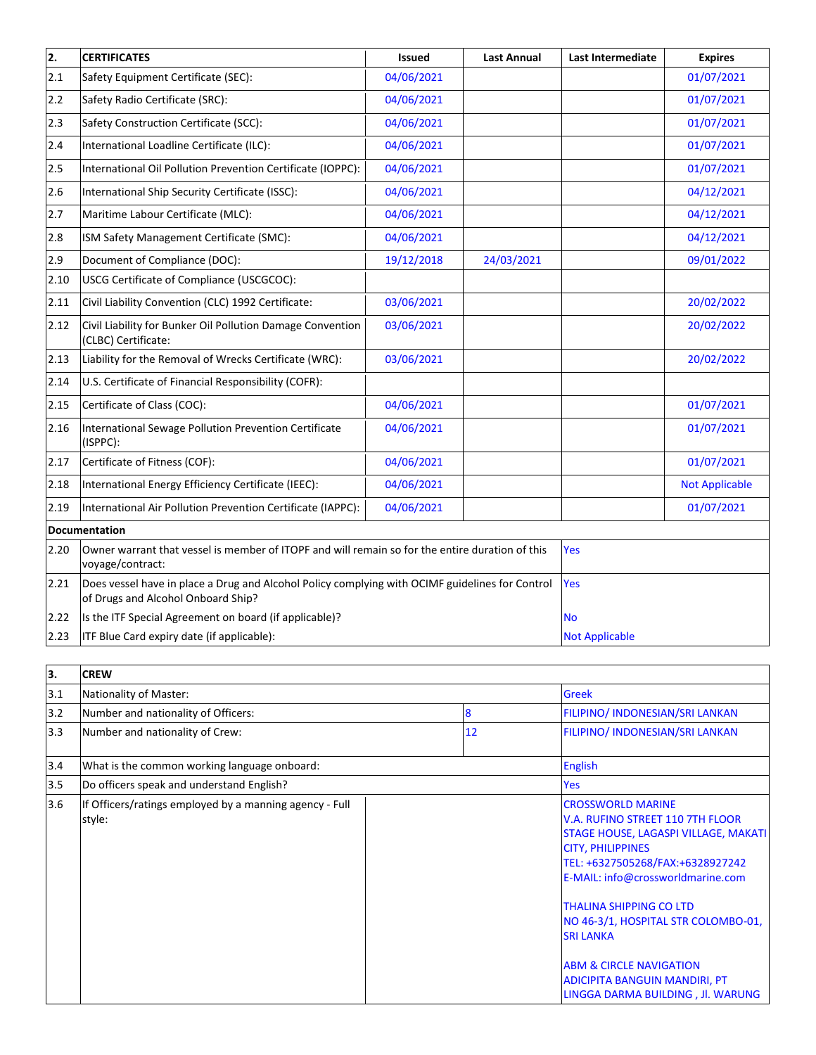| 2. | CERTIFICATES | Issued | Last Annual | Last Intermediate | Expires |
|---|---|---|---|---|---|
| 2.1 | Safety Equipment Certificate (SEC): | 04/06/2021 | | | 01/07/2021 |
| 2.2 | Safety Radio Certificate (SRC): | 04/06/2021 | | | 01/07/2021 |
| 2.3 | Safety Construction Certificate (SCC): | 04/06/2021 | | | 01/07/2021 |
| 2.4 | International Loadline Certificate (ILC): | 04/06/2021 | | | 01/07/2021 |
| 2.5 | International Oil Pollution Prevention Certificate (IOPPC): | 04/06/2021 | | | 01/07/2021 |
| 2.6 | International Ship Security Certificate (ISSC): | 04/06/2021 | | | 04/12/2021 |
| 2.7 | Maritime Labour Certificate (MLC): | 04/06/2021 | | | 04/12/2021 |
| 2.8 | ISM Safety Management Certificate (SMC): | 04/06/2021 | | | 04/12/2021 |
| 2.9 | Document of Compliance (DOC): | 19/12/2018 | 24/03/2021 | | 09/01/2022 |
| 2.10 | USCG Certificate of Compliance (USCGCOC): | | | | |
| 2.11 | Civil Liability Convention (CLC) 1992 Certificate: | 03/06/2021 | | | 20/02/2022 |
| 2.12 | Civil Liability for Bunker Oil Pollution Damage Convention (CLBC) Certificate: | 03/06/2021 | | | 20/02/2022 |
| 2.13 | Liability for the Removal of Wrecks Certificate (WRC): | 03/06/2021 | | | 20/02/2022 |
| 2.14 | U.S. Certificate of Financial Responsibility (COFR): | | | | |
| 2.15 | Certificate of Class (COC): | 04/06/2021 | | | 01/07/2021 |
| 2.16 | International Sewage Pollution Prevention Certificate (ISPPC): | 04/06/2021 | | | 01/07/2021 |
| 2.17 | Certificate of Fitness (COF): | 04/06/2021 | | | 01/07/2021 |
| 2.18 | International Energy Efficiency Certificate (IEEC): | 04/06/2021 | | | Not Applicable |
| 2.19 | International Air Pollution Prevention Certificate (IAPPC): | 04/06/2021 | | | 01/07/2021 |

| Documentation | | |
|---|---|---|
| 2.20 | Owner warrant that vessel is member of ITOPF and will remain so for the entire duration of this voyage/contract: | Yes |
| 2.21 | Does vessel have in place a Drug and Alcohol Policy complying with OCIMF guidelines for Control of Drugs and Alcohol Onboard Ship? | Yes |
| 2.22 | Is the ITF Special Agreement on board (if applicable)? | No |
| 2.23 | ITF Blue Card expiry date (if applicable): | Not Applicable |

| 3. | CREW | | |
|---|---|---|---|
| 3.1 | Nationality of Master: | | Greek |
| 3.2 | Number and nationality of Officers: | 8 | FILIPINO/ INDONESIAN/SRI LANKAN |
| 3.3 | Number and nationality of Crew: | 12 | FILIPINO/ INDONESIAN/SRI LANKAN |
| 3.4 | What is the common working language onboard: | | English |
| 3.5 | Do officers speak and understand English? | | Yes |
| 3.6 | If Officers/ratings employed by a manning agency - Full style: | | CROSSWORLD MARINE<br>V.A. RUFINO STREET 110 7TH FLOOR STAGE HOUSE, LAGASPI VILLAGE, MAKATI CITY, PHILIPPINES<br>TEL: +6327505268/FAX:+6328927242<br>E-MAIL: info@crossworldmarine.com<br><br>THALINA SHIPPING CO LTD<br>NO 46-3/1, HOSPITAL STR COLOMBO-01, SRI LANKA<br><br>ABM & CIRCLE NAVIGATION<br>ADICIPITA BANGUIN MANDIRI, PT<br>LINGGA DARMA BUILDING , Jl. WARUNG |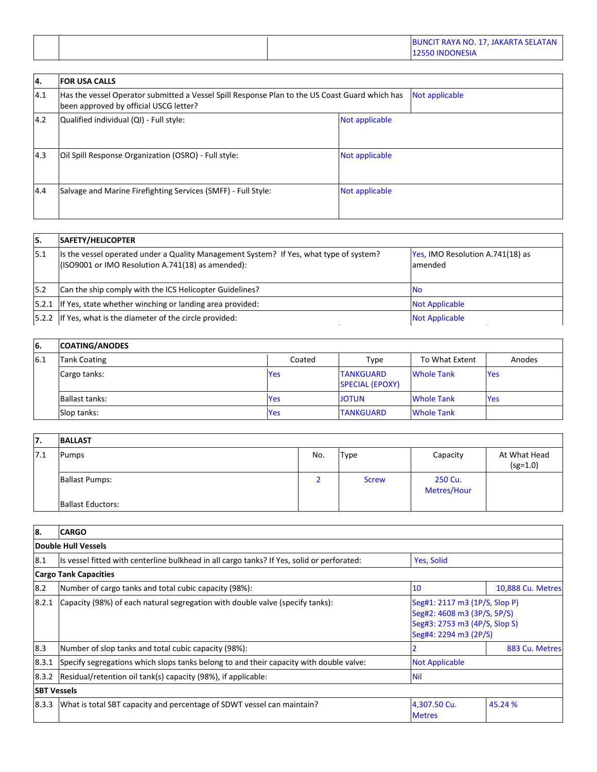| | | | BUNCIT RAYA NO. 17, JAKARTA SELATAN 12550 INDONESIA |
|---|---|---|---|

| 4. | FOR USA CALLS | |
|---|---|---|
| 4.1 | Has the vessel Operator submitted a Vessel Spill Response Plan to the US Coast Guard which has been approved by official USCG letter? | Not applicable |
| 4.2 | Qualified individual (QI) - Full style: | Not applicable |
| 4.3 | Oil Spill Response Organization (OSRO) - Full style: | Not applicable |
| 4.4 | Salvage and Marine Firefighting Services (SMFF) - Full Style: | Not applicable |

| 5. | SAFETY/HELICOPTER | |
|---|---|---|
| 5.1 | Is the vessel operated under a Quality Management System? If Yes, what type of system? (ISO9001 or IMO Resolution A.741(18) as amended): | Yes, IMO Resolution A.741(18) as amended |
| 5.2 | Can the ship comply with the ICS Helicopter Guidelines? | No |
| 5.2.1 | If Yes, state whether winching or landing area provided: | Not Applicable |
| 5.2.2 | If Yes, what is the diameter of the circle provided: | Not Applicable |

| 6. | COATING/ANODES | | | | |
|---|---|---|---|---|---|
| 6.1 | Tank Coating | Coated | Type | To What Extent | Anodes |
| | Cargo tanks: | Yes | TANKGUARD SPECIAL (EPOXY) | Whole Tank | Yes |
| | Ballast tanks: | Yes | JOTUN | Whole Tank | Yes |
| | Slop tanks: | Yes | TANKGUARD | Whole Tank | |

| 7. | BALLAST | | | | |
|---|---|---|---|---|---|
| 7.1 | Pumps | No. | Type | Capacity | At What Head (sg=1.0) |
| | Ballast Pumps: | 2 | Screw | 250 Cu. Metres/Hour | |
| | Ballast Eductors: | | | | |

| 8. | CARGO | | |
|---|---|---|---|
| **Double Hull Vessels** | | | |
| 8.1 | Is vessel fitted with centerline bulkhead in all cargo tanks? If Yes, solid or perforated: | Yes, Solid | |
| **Cargo Tank Capacities** | | | |
| 8.2 | Number of cargo tanks and total cubic capacity (98%): | 10 | 10,888 Cu. Metres |
| 8.2.1 | Capacity (98%) of each natural segregation with double valve (specify tanks): | Seg#1: 2117 m3 (1P/S, Slop P)<br>Seg#2: 4608 m3 (3P/S, 5P/S)<br>Seg#3: 2753 m3 (4P/S, Slop S)<br>Seg#4: 2294 m3 (2P/S) | |
| 8.3 | Number of slop tanks and total cubic capacity (98%): | 2 | 883 Cu. Metres |
| 8.3.1 | Specify segregations which slops tanks belong to and their capacity with double valve: | Not Applicable | |
| 8.3.2 | Residual/retention oil tank(s) capacity (98%), if applicable: | Nil | |
| **SBT Vessels** | | | |
| 8.3.3 | What is total SBT capacity and percentage of SDWT vessel can maintain? | 4,307.50 Cu. Metres | 45.24 % |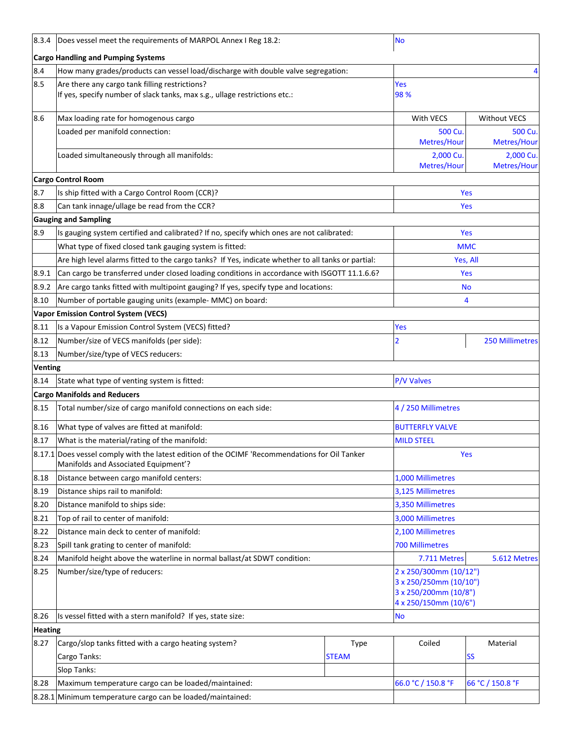| | | | | |
|---|---|---|---|---|
| 8.3.4 | Does vessel meet the requirements of MARPOL Annex I Reg 18.2: | | No | |
| **Cargo Handling and Pumping Systems** | | | | |
| 8.4 | How many grades/products can vessel load/discharge with double valve segregation: | | | 4 |
| 8.5 | Are there any cargo tank filling restrictions?<br>If yes, specify number of slack tanks, max s.g., ullage restrictions etc.: | | Yes<br>98 % | |
| 8.6 | Max loading rate for homogenous cargo | | With VECS | Without VECS |
| | Loaded per manifold connection: | | 500 Cu. Metres/Hour | 500 Cu. Metres/Hour |
| | Loaded simultaneously through all manifolds: | | 2,000 Cu. Metres/Hour | 2,000 Cu. Metres/Hour |
| **Cargo Control Room** | | | | |
| 8.7 | Is ship fitted with a Cargo Control Room (CCR)? | | Yes | |
| 8.8 | Can tank innage/ullage be read from the CCR? | | Yes | |
| **Gauging and Sampling** | | | | |
| 8.9 | Is gauging system certified and calibrated? If no, specify which ones are not calibrated: | | Yes | |
| | What type of fixed closed tank gauging system is fitted: | | MMC | |
| | Are high level alarms fitted to the cargo tanks? If Yes, indicate whether to all tanks or partial: | | Yes, All | |
| 8.9.1 | Can cargo be transferred under closed loading conditions in accordance with ISGOTT 11.1.6.6? | | Yes | |
| 8.9.2 | Are cargo tanks fitted with multipoint gauging? If yes, specify type and locations: | | No | |
| 8.10 | Number of portable gauging units (example- MMC) on board: | | 4 | |
| **Vapor Emission Control System (VECS)** | | | | |
| 8.11 | Is a Vapour Emission Control System (VECS) fitted? | | Yes | |
| 8.12 | Number/size of VECS manifolds (per side): | | 2 | 250 Millimetres |
| 8.13 | Number/size/type of VECS reducers: | | | |
| **Venting** | | | | |
| 8.14 | State what type of venting system is fitted: | | P/V Valves | |
| **Cargo Manifolds and Reducers** | | | | |
| 8.15 | Total number/size of cargo manifold connections on each side: | | 4 / 250 Millimetres | |
| 8.16 | What type of valves are fitted at manifold: | | BUTTERFLY VALVE | |
| 8.17 | What is the material/rating of the manifold: | | MILD STEEL | |
| 8.17.1 | Does vessel comply with the latest edition of the OCIMF 'Recommendations for Oil Tanker Manifolds and Associated Equipment'? | | Yes | |
| 8.18 | Distance between cargo manifold centers: | | 1,000 Millimetres | |
| 8.19 | Distance ships rail to manifold: | | 3,125 Millimetres | |
| 8.20 | Distance manifold to ships side: | | 3,350 Millimetres | |
| 8.21 | Top of rail to center of manifold: | | 3,000 Millimetres | |
| 8.22 | Distance main deck to center of manifold: | | 2,100 Millimetres | |
| 8.23 | Spill tank grating to center of manifold: | | 700 Millimetres | |
| 8.24 | Manifold height above the waterline in normal ballast/at SDWT condition: | | 7.711 Metres | 5.612 Metres |
| 8.25 | Number/size/type of reducers: | | 2 x 250/300mm (10/12")<br>3 x 250/250mm (10/10")<br>3 x 250/200mm (10/8")<br>4 x 250/150mm (10/6") | |
| 8.26 | Is vessel fitted with a stern manifold? If yes, state size: | | No | |
| **Heating** | | | | |
| 8.27 | Cargo/slop tanks fitted with a cargo heating system? | Type | Coiled | Material |
| | Cargo Tanks: | STEAM | | SS |
| | Slop Tanks: | | | |
| 8.28 | Maximum temperature cargo can be loaded/maintained: | | 66.0 °C / 150.8 °F | 66 °C / 150.8 °F |
| 8.28.1 | Minimum temperature cargo can be loaded/maintained: | | | |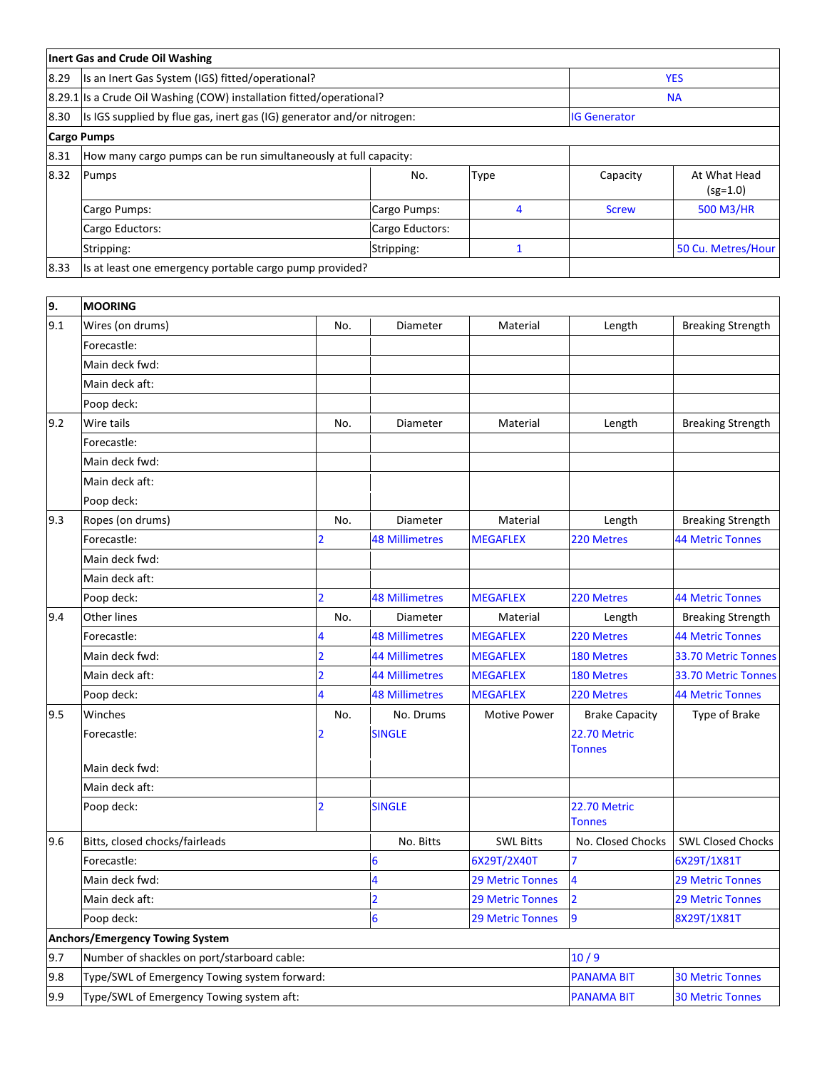| **Inert Gas and Crude Oil Washing** | | | | | |
|---|---|---|---|---|---|
| 8.29 | Is an Inert Gas System (IGS) fitted/operational? | | | YES | |
| 8.29.1 | Is a Crude Oil Washing (COW) installation fitted/operational? | | | NA | |
| 8.30 | Is IGS supplied by flue gas, inert gas (IG) generator and/or nitrogen: | | | IG Generator | |
| **Cargo Pumps** | | | | | |
| 8.31 | How many cargo pumps can be run simultaneously at full capacity: | | | | |
| 8.32 | Pumps | No. | Type | Capacity | At What Head (sg=1.0) |
| | Cargo Pumps: | Cargo Pumps: | 4 | Screw | 500 M3/HR |
| | Cargo Eductors: | Cargo Eductors: | | | |
| | Stripping: | Stripping: | 1 | | 50 Cu. Metres/Hour |
| 8.33 | Is at least one emergency portable cargo pump provided? | | | | |

| **9.** | **MOORING** | | | | | |
|---|---|---|---|---|---|---|
| 9.1 | Wires (on drums) | No. | Diameter | Material | Length | Breaking Strength |
| | Forecastle: | | | | | |
| | Main deck fwd: | | | | | |
| | Main deck aft: | | | | | |
| | Poop deck: | | | | | |
| 9.2 | Wire tails | No. | Diameter | Material | Length | Breaking Strength |
| | Forecastle: | | | | | |
| | Main deck fwd: | | | | | |
| | Main deck aft: | | | | | |
| | Poop deck: | | | | | |
| 9.3 | Ropes (on drums) | No. | Diameter | Material | Length | Breaking Strength |
| | Forecastle: | 2 | 48 Millimetres | MEGAFLEX | 220 Metres | 44 Metric Tonnes |
| | Main deck fwd: | | | | | |
| | Main deck aft: | | | | | |
| | Poop deck: | 2 | 48 Millimetres | MEGAFLEX | 220 Metres | 44 Metric Tonnes |
| 9.4 | Other lines | No. | Diameter | Material | Length | Breaking Strength |
| | Forecastle: | 4 | 48 Millimetres | MEGAFLEX | 220 Metres | 44 Metric Tonnes |
| | Main deck fwd: | 2 | 44 Millimetres | MEGAFLEX | 180 Metres | 33.70 Metric Tonnes |
| | Main deck aft: | 2 | 44 Millimetres | MEGAFLEX | 180 Metres | 33.70 Metric Tonnes |
| | Poop deck: | 4 | 48 Millimetres | MEGAFLEX | 220 Metres | 44 Metric Tonnes |
| 9.5 | Winches | No. | No. Drums | Motive Power | Brake Capacity | Type of Brake |
| | Forecastle: | 2 | SINGLE | | 22.70 Metric Tonnes | |
| | Main deck fwd: | | | | | |
| | Main deck aft: | | | | | |
| | Poop deck: | 2 | SINGLE | | 22.70 Metric Tonnes | |
| 9.6 | Bitts, closed chocks/fairleads | | No. Bitts | SWL Bitts | No. Closed Chocks | SWL Closed Chocks |
| | Forecastle: | | 6 | 6X29T/2X40T | 7 | 6X29T/1X81T |
| | Main deck fwd: | | 4 | 29 Metric Tonnes | 4 | 29 Metric Tonnes |
| | Main deck aft: | | 2 | 29 Metric Tonnes | 2 | 29 Metric Tonnes |
| | Poop deck: | | 6 | 29 Metric Tonnes | 9 | 8X29T/1X81T |
| **Anchors/Emergency Towing System** | | | | | | |
| 9.7 | Number of shackles on port/starboard cable: | | | | 10 / 9 | |
| 9.8 | Type/SWL of Emergency Towing system forward: | | | | PANAMA BIT | 30 Metric Tonnes |
| 9.9 | Type/SWL of Emergency Towing system aft: | | | | PANAMA BIT | 30 Metric Tonnes |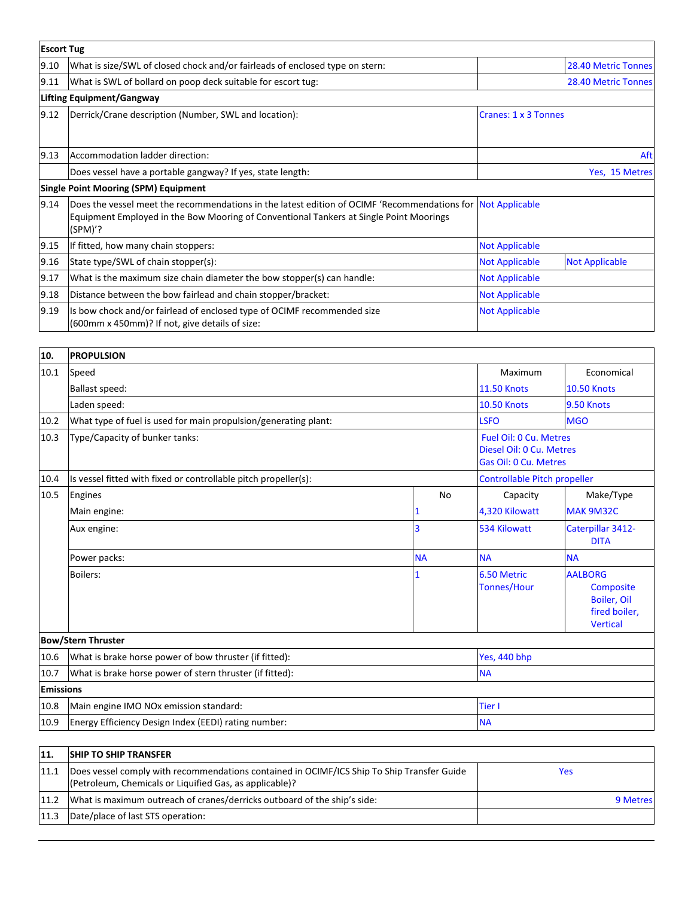| Escort Tug | | | |
|---|---|---|---|
| 9.10 | What is size/SWL of closed chock and/or fairleads of enclosed type on stern: | | 28.40 Metric Tonnes |
| 9.11 | What is SWL of bollard on poop deck suitable for escort tug: | | 28.40 Metric Tonnes |
| **Lifting Equipment/Gangway** | | | |
| 9.12 | Derrick/Crane description (Number, SWL and location): | Cranes: 1 x 3 Tonnes | |
| 9.13 | Accommodation ladder direction: | | Aft |
| | Does vessel have a portable gangway? If yes, state length: | | Yes, 15 Metres |
| **Single Point Mooring (SPM) Equipment** | | | |
| 9.14 | Does the vessel meet the recommendations in the latest edition of OCIMF 'Recommendations for Equipment Employed in the Bow Mooring of Conventional Tankers at Single Point Moorings (SPM)'? | Not Applicable | |
| 9.15 | If fitted, how many chain stoppers: | Not Applicable | |
| 9.16 | State type/SWL of chain stopper(s): | Not Applicable | Not Applicable |
| 9.17 | What is the maximum size chain diameter the bow stopper(s) can handle: | Not Applicable | |
| 9.18 | Distance between the bow fairlead and chain stopper/bracket: | Not Applicable | |
| 9.19 | Is bow chock and/or fairlead of enclosed type of OCIMF recommended size (600mm x 450mm)? If not, give details of size: | Not Applicable | |

| 10. | PROPULSION | | | |
|---|---|---|---|---|
| 10.1 | Speed | | Maximum | Economical |
| | Ballast speed: | | 11.50 Knots | 10.50 Knots |
| | Laden speed: | | 10.50 Knots | 9.50 Knots |
| 10.2 | What type of fuel is used for main propulsion/generating plant: | | LSFO | MGO |
| 10.3 | Type/Capacity of bunker tanks: | | Fuel Oil: 0 Cu. Metres<br>Diesel Oil: 0 Cu. Metres<br>Gas Oil: 0 Cu. Metres | |
| 10.4 | Is vessel fitted with fixed or controllable pitch propeller(s): | | Controllable Pitch propeller | |
| 10.5 | Engines | No | Capacity | Make/Type |
| | Main engine: | 1 | 4,320 Kilowatt | MAK 9M32C |
| | Aux engine: | 3 | 534 Kilowatt | Caterpillar 3412-DITA |
| | Power packs: | NA | NA | NA |
| | Boilers: | 1 | 6.50 Metric Tonnes/Hour | AALBORG Composite Boiler, Oil fired boiler, Vertical |
| **Bow/Stern Thruster** | | | | |
| 10.6 | What is brake horse power of bow thruster (if fitted): | | Yes, 440 bhp | |
| 10.7 | What is brake horse power of stern thruster (if fitted): | | NA | |
| **Emissions** | | | | |
| 10.8 | Main engine IMO NOx emission standard: | | Tier I | |
| 10.9 | Energy Efficiency Design Index (EEDI) rating number: | | NA | |

| 11. | SHIP TO SHIP TRANSFER | |
|---|---|---|
| 11.1 | Does vessel comply with recommendations contained in OCIMF/ICS Ship To Ship Transfer Guide (Petroleum, Chemicals or Liquified Gas, as applicable)? | Yes |
| 11.2 | What is maximum outreach of cranes/derricks outboard of the ship's side: | 9 Metres |
| 11.3 | Date/place of last STS operation: | |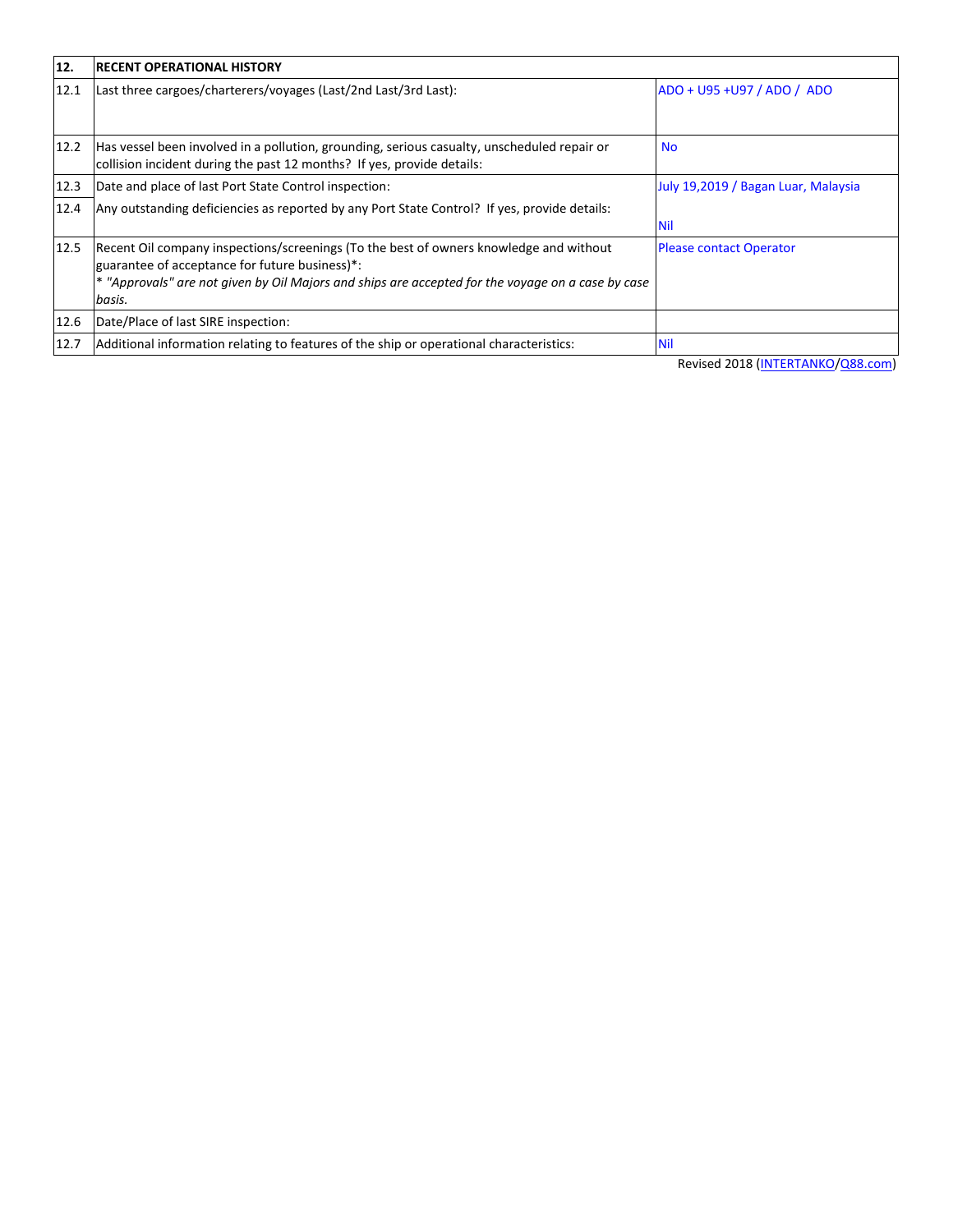| 12. | RECENT OPERATIONAL HISTORY | |
|---|---|---|
| 12.1 | Last three cargoes/charterers/voyages (Last/2nd Last/3rd Last): | ADO + U95 +U97 / ADO / ADO |
| 12.2 | Has vessel been involved in a pollution, grounding, serious casualty, unscheduled repair or collision incident during the past 12 months? If yes, provide details: | No |
| 12.3 | Date and place of last Port State Control inspection: | July 19,2019 / Bagan Luar, Malaysia |
| 12.4 | Any outstanding deficiencies as reported by any Port State Control? If yes, provide details: | Nil |
| 12.5 | Recent Oil company inspections/screenings (To the best of owners knowledge and without guarantee of acceptance for future business)*:<br>*\* "Approvals" are not given by Oil Majors and ships are accepted for the voyage on a case by case basis.* | Please contact Operator |
| 12.6 | Date/Place of last SIRE inspection: | |
| 12.7 | Additional information relating to features of the ship or operational characteristics: | Nil |

Revised 2018 (INTERTANKO/Q88.com)